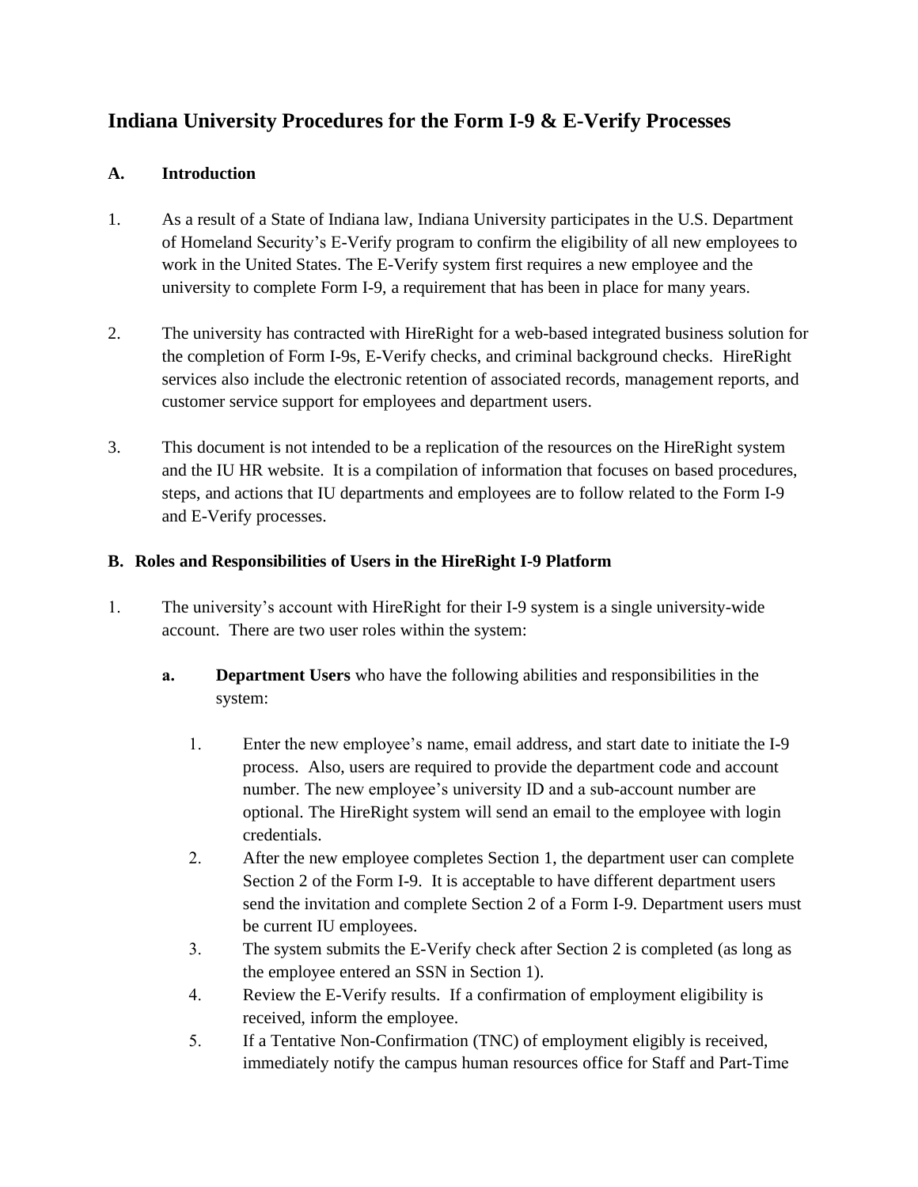# Indiana University Procedures for the Form I-9 & E-Verify Processes

## A. Introduction

1. As a result of a State of Indiana law, Indiana University participates in the U.S. Department of Homeland Security's E-Verify program to confirm the eligibility of all new employees to work in the United States. The E-Verify system first requires a new employee and the university to complete Form I-9, a requirement that has been in place for many years.

2. The university has contracted with HireRight for a web-based integrated business solution for the completion of Form I-9s, E-Verify checks, and criminal background checks. HireRight services also include the electronic retention of associated records, management reports, and customer service support for employees and department users.

3. This document is not intended to be a replication of the resources on the HireRight system and the IU HR website. It is a compilation of information that focuses on based procedures, steps, and actions that IU departments and employees are to follow related to the Form I-9 and E-Verify processes.

## B. Roles and Responsibilities of Users in the HireRight I-9 Platform

1. The university's account with HireRight for their I-9 system is a single university-wide account. There are two user roles within the system:

   a. **Department Users** who have the following abilities and responsibilities in the system:

      1. Enter the new employee's name, email address, and start date to initiate the I-9 process. Also, users are required to provide the department code and account number. The new employee's university ID and a sub-account number are optional. The HireRight system will send an email to the employee with login credentials.
      2. After the new employee completes Section 1, the department user can complete Section 2 of the Form I-9. It is acceptable to have different department users send the invitation and complete Section 2 of a Form I-9. Department users must be current IU employees.
      3. The system submits the E-Verify check after Section 2 is completed (as long as the employee entered an SSN in Section 1).
      4. Review the E-Verify results. If a confirmation of employment eligibility is received, inform the employee.
      5. If a Tentative Non-Confirmation (TNC) of employment eligibly is received, immediately notify the campus human resources office for Staff and Part-Time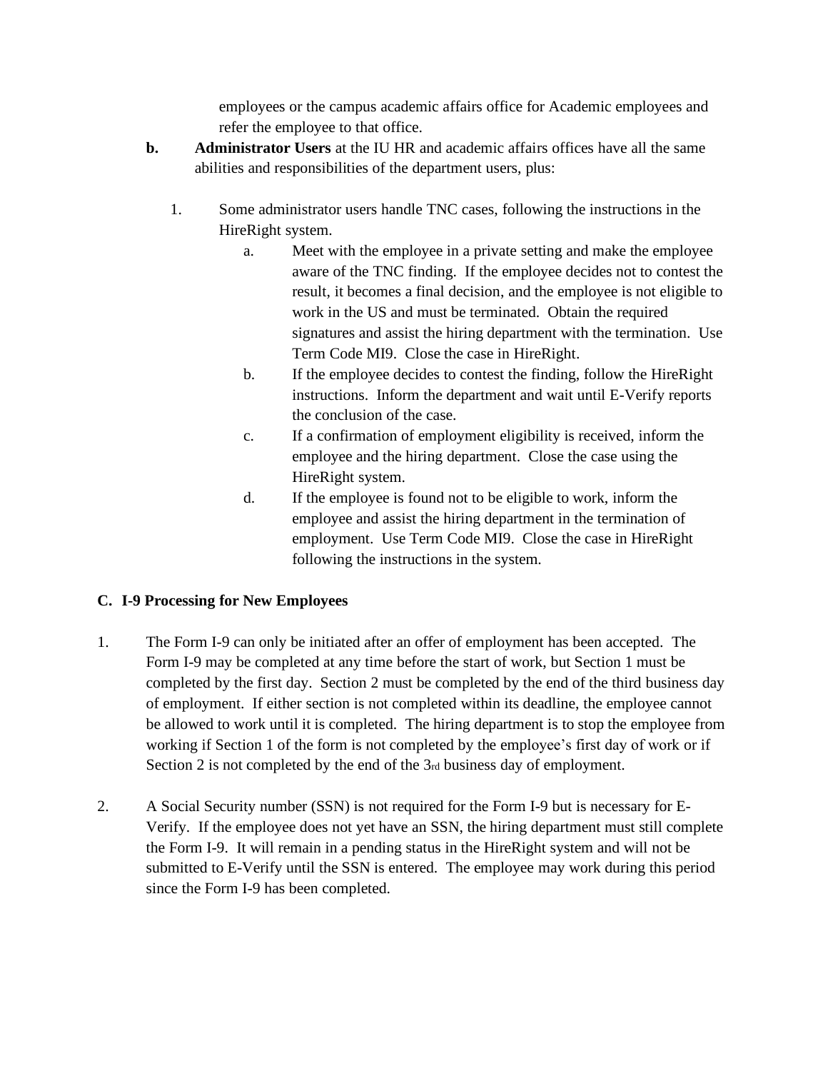employees or the campus academic affairs office for Academic employees and refer the employee to that office.

**b.** **Administrator Users** at the IU HR and academic affairs offices have all the same abilities and responsibilities of the department users, plus:

1. Some administrator users handle TNC cases, following the instructions in the HireRight system.
   a. Meet with the employee in a private setting and make the employee aware of the TNC finding. If the employee decides not to contest the result, it becomes a final decision, and the employee is not eligible to work in the US and must be terminated. Obtain the required signatures and assist the hiring department with the termination. Use Term Code MI9. Close the case in HireRight.
   b. If the employee decides to contest the finding, follow the HireRight instructions. Inform the department and wait until E-Verify reports the conclusion of the case.
   c. If a confirmation of employment eligibility is received, inform the employee and the hiring department. Close the case using the HireRight system.
   d. If the employee is found not to be eligible to work, inform the employee and assist the hiring department in the termination of employment. Use Term Code MI9. Close the case in HireRight following the instructions in the system.

**C. I-9 Processing for New Employees**

1. The Form I-9 can only be initiated after an offer of employment has been accepted. The Form I-9 may be completed at any time before the start of work, but Section 1 must be completed by the first day. Section 2 must be completed by the end of the third business day of employment. If either section is not completed within its deadline, the employee cannot be allowed to work until it is completed. The hiring department is to stop the employee from working if Section 1 of the form is not completed by the employee's first day of work or if Section 2 is not completed by the end of the 3rd business day of employment.

2. A Social Security number (SSN) is not required for the Form I-9 but is necessary for E-Verify. If the employee does not yet have an SSN, the hiring department must still complete the Form I-9. It will remain in a pending status in the HireRight system and will not be submitted to E-Verify until the SSN is entered. The employee may work during this period since the Form I-9 has been completed.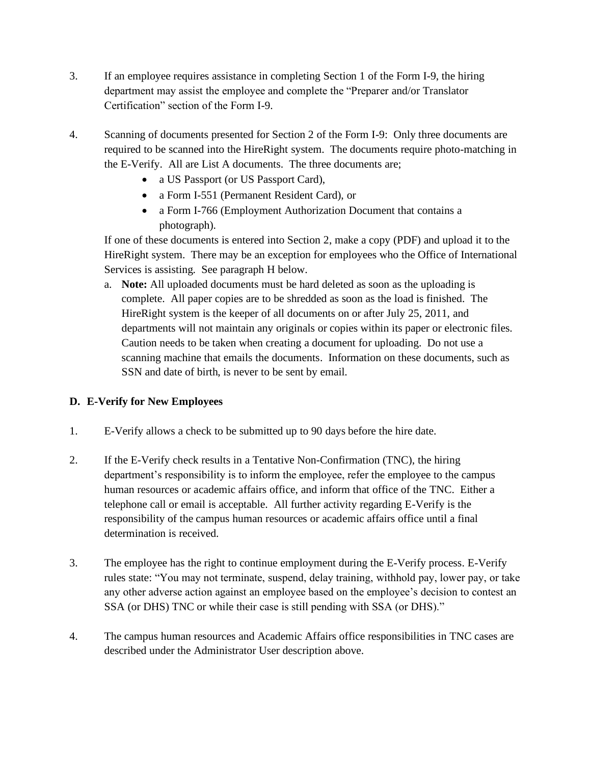3. If an employee requires assistance in completing Section 1 of the Form I-9, the hiring department may assist the employee and complete the "Preparer and/or Translator Certification" section of the Form I-9.

4. Scanning of documents presented for Section 2 of the Form I-9: Only three documents are required to be scanned into the HireRight system. The documents require photo-matching in the E-Verify. All are List A documents. The three documents are;
   - a US Passport (or US Passport Card),
   - a Form I-551 (Permanent Resident Card), or
   - a Form I-766 (Employment Authorization Document that contains a photograph).

   If one of these documents is entered into Section 2, make a copy (PDF) and upload it to the HireRight system. There may be an exception for employees who the Office of International Services is assisting. See paragraph H below.

   a. **Note:** All uploaded documents must be hard deleted as soon as the uploading is complete. All paper copies are to be shredded as soon as the load is finished. The HireRight system is the keeper of all documents on or after July 25, 2011, and departments will not maintain any originals or copies within its paper or electronic files. Caution needs to be taken when creating a document for uploading. Do not use a scanning machine that emails the documents. Information on these documents, such as SSN and date of birth, is never to be sent by email.

### D. E-Verify for New Employees

1. E-Verify allows a check to be submitted up to 90 days before the hire date.

2. If the E-Verify check results in a Tentative Non-Confirmation (TNC), the hiring department's responsibility is to inform the employee, refer the employee to the campus human resources or academic affairs office, and inform that office of the TNC. Either a telephone call or email is acceptable. All further activity regarding E-Verify is the responsibility of the campus human resources or academic affairs office until a final determination is received.

3. The employee has the right to continue employment during the E-Verify process. E-Verify rules state: "You may not terminate, suspend, delay training, withhold pay, lower pay, or take any other adverse action against an employee based on the employee's decision to contest an SSA (or DHS) TNC or while their case is still pending with SSA (or DHS)."

4. The campus human resources and Academic Affairs office responsibilities in TNC cases are described under the Administrator User description above.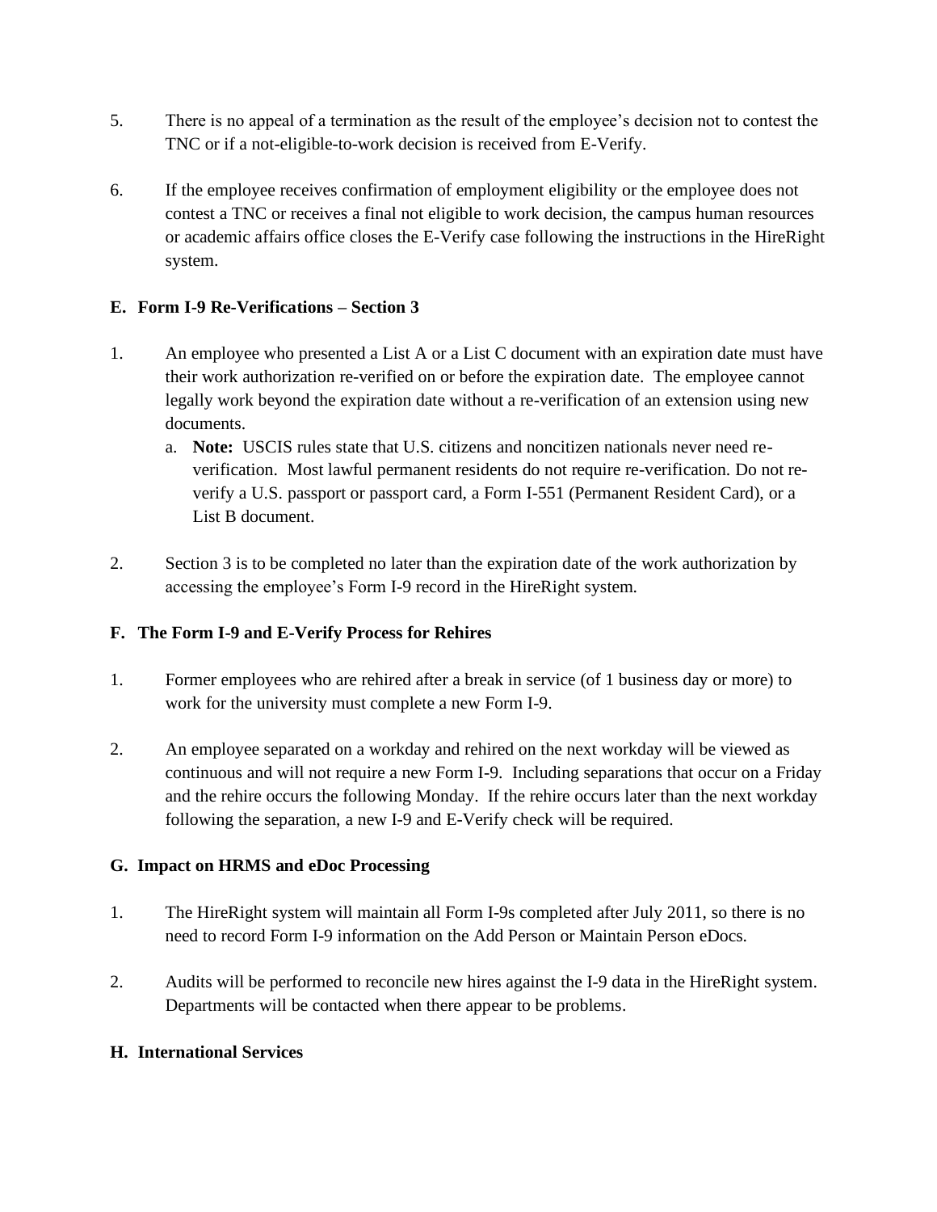5. There is no appeal of a termination as the result of the employee's decision not to contest the TNC or if a not-eligible-to-work decision is received from E-Verify.

6. If the employee receives confirmation of employment eligibility or the employee does not contest a TNC or receives a final not eligible to work decision, the campus human resources or academic affairs office closes the E-Verify case following the instructions in the HireRight system.

**E. Form I-9 Re-Verifications – Section 3**

1. An employee who presented a List A or a List C document with an expiration date must have their work authorization re-verified on or before the expiration date. The employee cannot legally work beyond the expiration date without a re-verification of an extension using new documents.
   a. **Note:** USCIS rules state that U.S. citizens and noncitizen nationals never need re-verification. Most lawful permanent residents do not require re-verification. Do not re-verify a U.S. passport or passport card, a Form I-551 (Permanent Resident Card), or a List B document.

2. Section 3 is to be completed no later than the expiration date of the work authorization by accessing the employee's Form I-9 record in the HireRight system.

**F. The Form I-9 and E-Verify Process for Rehires**

1. Former employees who are rehired after a break in service (of 1 business day or more) to work for the university must complete a new Form I-9.

2. An employee separated on a workday and rehired on the next workday will be viewed as continuous and will not require a new Form I-9. Including separations that occur on a Friday and the rehire occurs the following Monday. If the rehire occurs later than the next workday following the separation, a new I-9 and E-Verify check will be required.

**G. Impact on HRMS and eDoc Processing**

1. The HireRight system will maintain all Form I-9s completed after July 2011, so there is no need to record Form I-9 information on the Add Person or Maintain Person eDocs.

2. Audits will be performed to reconcile new hires against the I-9 data in the HireRight system. Departments will be contacted when there appear to be problems.

**H. International Services**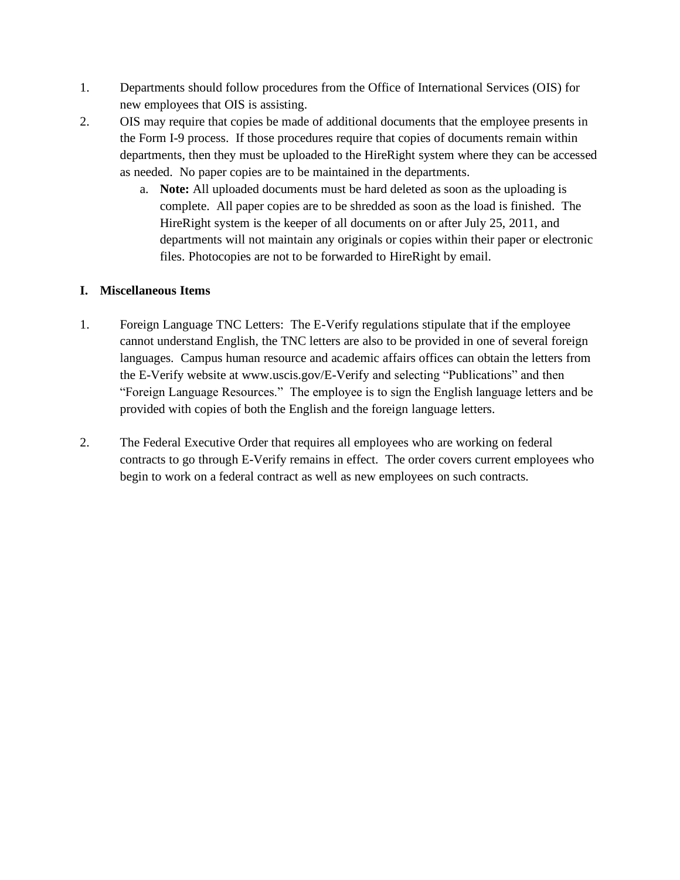1. Departments should follow procedures from the Office of International Services (OIS) for new employees that OIS is assisting.
2. OIS may require that copies be made of additional documents that the employee presents in the Form I-9 process. If those procedures require that copies of documents remain within departments, then they must be uploaded to the HireRight system where they can be accessed as needed. No paper copies are to be maintained in the departments.
    a. **Note:** All uploaded documents must be hard deleted as soon as the uploading is complete. All paper copies are to be shredded as soon as the load is finished. The HireRight system is the keeper of all documents on or after July 25, 2011, and departments will not maintain any originals or copies within their paper or electronic files. Photocopies are not to be forwarded to HireRight by email.

## I. Miscellaneous Items

1. Foreign Language TNC Letters: The E-Verify regulations stipulate that if the employee cannot understand English, the TNC letters are also to be provided in one of several foreign languages. Campus human resource and academic affairs offices can obtain the letters from the E-Verify website at www.uscis.gov/E-Verify and selecting "Publications" and then "Foreign Language Resources." The employee is to sign the English language letters and be provided with copies of both the English and the foreign language letters.

2. The Federal Executive Order that requires all employees who are working on federal contracts to go through E-Verify remains in effect. The order covers current employees who begin to work on a federal contract as well as new employees on such contracts.